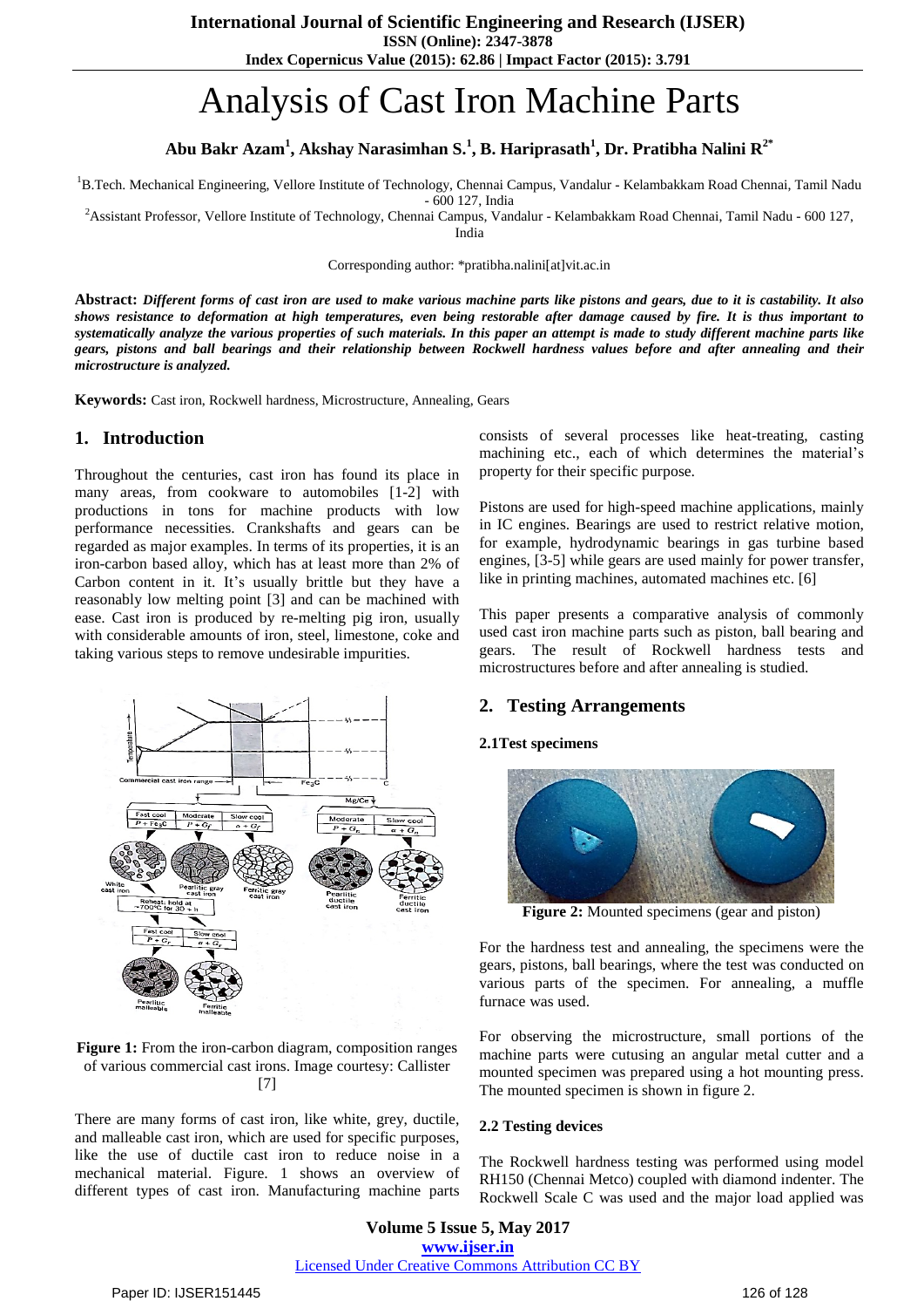# Analysis of Cast Iron Machine Parts

**Abu Bakr Azam[1], Akshay Narasimhan S.[1], B. Hariprasath[1], Dr. Pratibha Nalini R[2*]**

[1]B.Tech. Mechanical Engineering, Vellore Institute of Technology, Chennai Campus, Vandalur - Kelambakkam Road Chennai, Tamil Nadu - 600 127, India

[2]Assistant Professor, Vellore Institute of Technology, Chennai Campus, Vandalur - Kelambakkam Road Chennai, Tamil Nadu - 600 127, India

Corresponding author: *pratibha.nalini[at]vit.ac.in

**Abstract:** ***Different forms of cast iron are used to make various machine parts like pistons and gears, due to it is castability. It also shows resistance to deformation at high temperatures, even being restorable after damage caused by fire. It is thus important to systematically analyze the various properties of such materials. In this paper an attempt is made to study different machine parts like gears, pistons and ball bearings and their relationship between Rockwell hardness values before and after annealing and their microstructure is analyzed.***

**Keywords:** Cast iron, Rockwell hardness, Microstructure, Annealing, Gears

## 1. Introduction

Throughout the centuries, cast iron has found its place in many areas, from cookware to automobiles [1-2] with productions in tons for machine products with low performance necessities. Crankshafts and gears can be regarded as major examples. In terms of its properties, it is an iron-carbon based alloy, which has at least more than 2% of Carbon content in it. It's usually brittle but they have a reasonably low melting point [3] and can be machined with ease. Cast iron is produced by re-melting pig iron, usually with considerable amounts of iron, steel, limestone, coke and taking various steps to remove undesirable impurities.

**Figure 1:** From the iron-carbon diagram, composition ranges of various commercial cast irons. Image courtesy: Callister [7]

There are many forms of cast iron, like white, grey, ductile, and malleable cast iron, which are used for specific purposes, like the use of ductile cast iron to reduce noise in a mechanical material. Figure. 1 shows an overview of different types of cast iron. Manufacturing machine parts consists of several processes like heat-treating, casting machining etc., each of which determines the material's property for their specific purpose.

Pistons are used for high-speed machine applications, mainly in IC engines. Bearings are used to restrict relative motion, for example, hydrodynamic bearings in gas turbine based engines, [3-5] while gears are used mainly for power transfer, like in printing machines, automated machines etc. [6]

This paper presents a comparative analysis of commonly used cast iron machine parts such as piston, ball bearing and gears. The result of Rockwell hardness tests and microstructures before and after annealing is studied.

## 2. Testing Arrangements

### 2.1 Test specimens

**Figure 2:** Mounted specimens (gear and piston)

For the hardness test and annealing, the specimens were the gears, pistons, ball bearings, where the test was conducted on various parts of the specimen. For annealing, a muffle furnace was used.

For observing the microstructure, small portions of the machine parts were cutusing an angular metal cutter and a mounted specimen was prepared using a hot mounting press. The mounted specimen is shown in figure 2.

### 2.2 Testing devices

The Rockwell hardness testing was performed using model RH150 (Chennai Metco) coupled with diamond indenter. The Rockwell Scale C was used and the major load applied was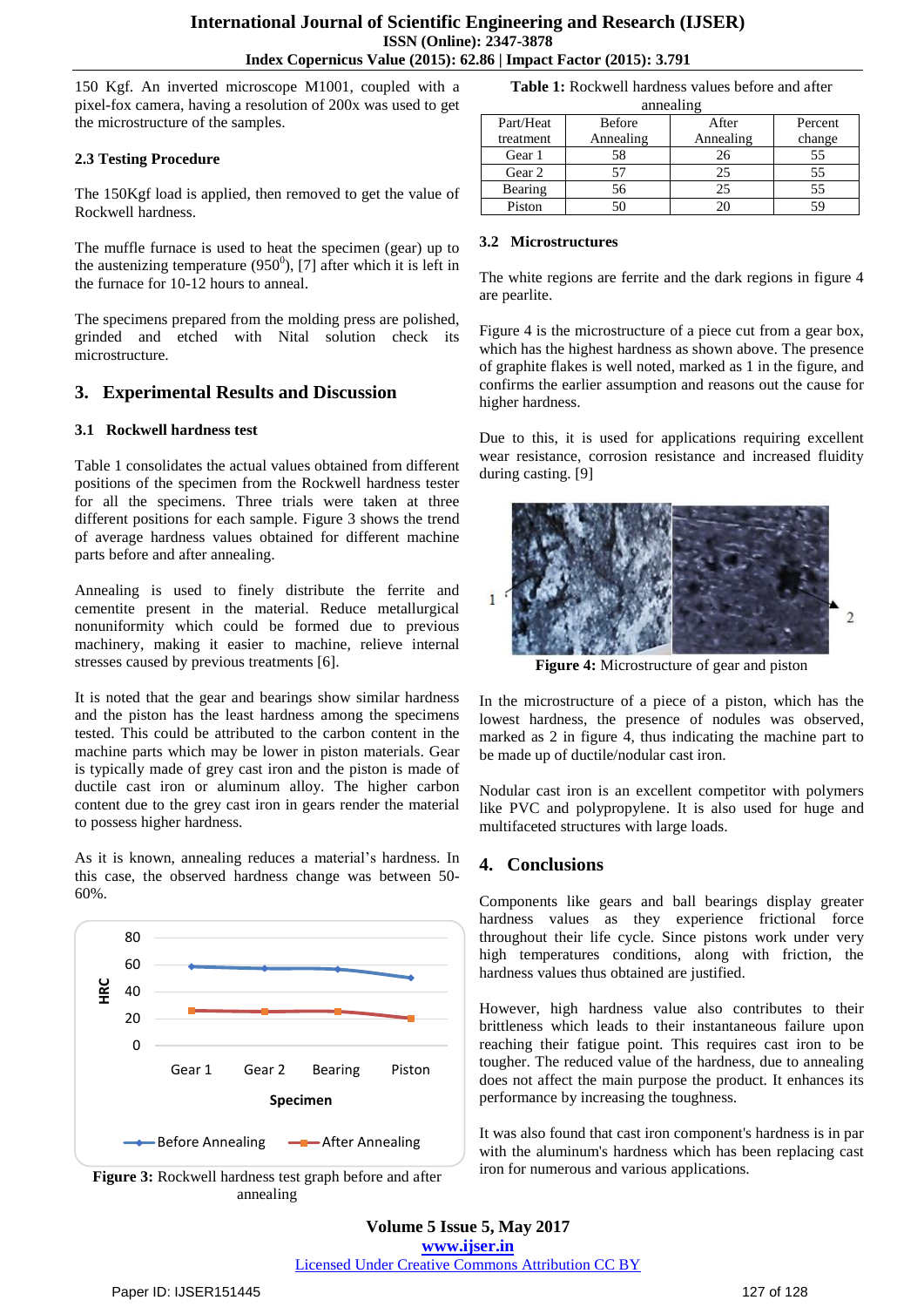150 Kgf. An inverted microscope M1001, coupled with a pixel-fox camera, having a resolution of 200x was used to get the microstructure of the samples.

### 2.3 Testing Procedure

The 150Kgf load is applied, then removed to get the value of Rockwell hardness.

The muffle furnace is used to heat the specimen (gear) up to the austenizing temperature (950$^0$), [7] after which it is left in the furnace for 10-12 hours to anneal.

The specimens prepared from the molding press are polished, grinded and etched with Nital solution check its microstructure.

## 3. Experimental Results and Discussion

### 3.1 Rockwell hardness test

Table 1 consolidates the actual values obtained from different positions of the specimen from the Rockwell hardness tester for all the specimens. Three trials were taken at three different positions for each sample. Figure 3 shows the trend of average hardness values obtained for different machine parts before and after annealing.

Annealing is used to finely distribute the ferrite and cementite present in the material. Reduce metallurgical nonuniformity which could be formed due to previous machinery, making it easier to machine, relieve internal stresses caused by previous treatments [6].

It is noted that the gear and bearings show similar hardness and the piston has the least hardness among the specimens tested. This could be attributed to the carbon content in the machine parts which may be lower in piston materials. Gear is typically made of grey cast iron and the piston is made of ductile cast iron or aluminum alloy. The higher carbon content due to the grey cast iron in gears render the material to possess higher hardness.

As it is known, annealing reduces a material's hardness. In this case, the observed hardness change was between 50-60%.

**Figure 3:** Rockwell hardness test graph before and after annealing

**Table 1:** Rockwell hardness values before and after annealing

| Part/Heat treatment | Before Annealing | After Annealing | Percent change |
|---|---|---|---|
| Gear 1 | 58 | 26 | 55 |
| Gear 2 | 57 | 25 | 55 |
| Bearing | 56 | 25 | 55 |
| Piston | 50 | 20 | 59 |

### 3.2 Microstructures

The white regions are ferrite and the dark regions in figure 4 are pearlite.

Figure 4 is the microstructure of a piece cut from a gear box, which has the highest hardness as shown above. The presence of graphite flakes is well noted, marked as 1 in the figure, and confirms the earlier assumption and reasons out the cause for higher hardness.

Due to this, it is used for applications requiring excellent wear resistance, corrosion resistance and increased fluidity during casting. [9]

**Figure 4:** Microstructure of gear and piston

In the microstructure of a piece of a piston, which has the lowest hardness, the presence of nodules was observed, marked as 2 in figure 4, thus indicating the machine part to be made up of ductile/nodular cast iron.

Nodular cast iron is an excellent competitor with polymers like PVC and polypropylene. It is also used for huge and multifaceted structures with large loads.

## 4. Conclusions

Components like gears and ball bearings display greater hardness values as they experience frictional force throughout their life cycle. Since pistons work under very high temperatures conditions, along with friction, the hardness values thus obtained are justified.

However, high hardness value also contributes to their brittleness which leads to their instantaneous failure upon reaching their fatigue point. This requires cast iron to be tougher. The reduced value of the hardness, due to annealing does not affect the main purpose the product. It enhances its performance by increasing the toughness.

It was also found that cast iron component's hardness is in par with the aluminum's hardness which has been replacing cast iron for numerous and various applications.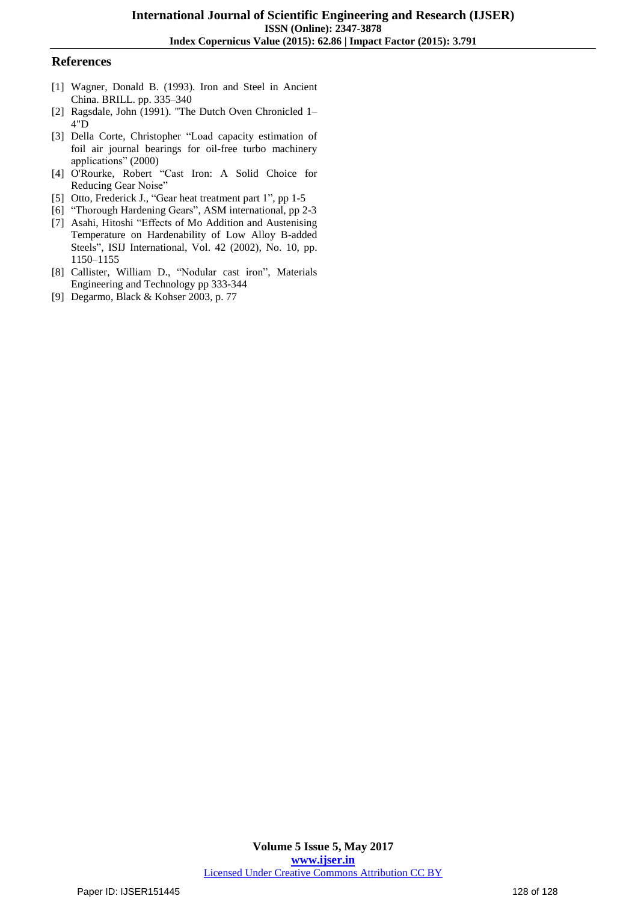## References

[1] Wagner, Donald B. (1993). Iron and Steel in Ancient China. BRILL. pp. 335–340

[2] Ragsdale, John (1991). "The Dutch Oven Chronicled 1–4"D

[3] Della Corte, Christopher “Load capacity estimation of foil air journal bearings for oil-free turbo machinery applications” (2000)

[4] O'Rourke, Robert “Cast Iron: A Solid Choice for Reducing Gear Noise”

[5] Otto, Frederick J., “Gear heat treatment part 1”, pp 1-5

[6] “Thorough Hardening Gears”, ASM international, pp 2-3

[7] Asahi, Hitoshi “Effects of Mo Addition and Austenising Temperature on Hardenability of Low Alloy B-added Steels”, ISIJ International, Vol. 42 (2002), No. 10, pp. 1150–1155

[8] Callister, William D., “Nodular cast iron”, Materials Engineering and Technology pp 333-344

[9] Degarmo, Black & Kohser 2003, p. 77